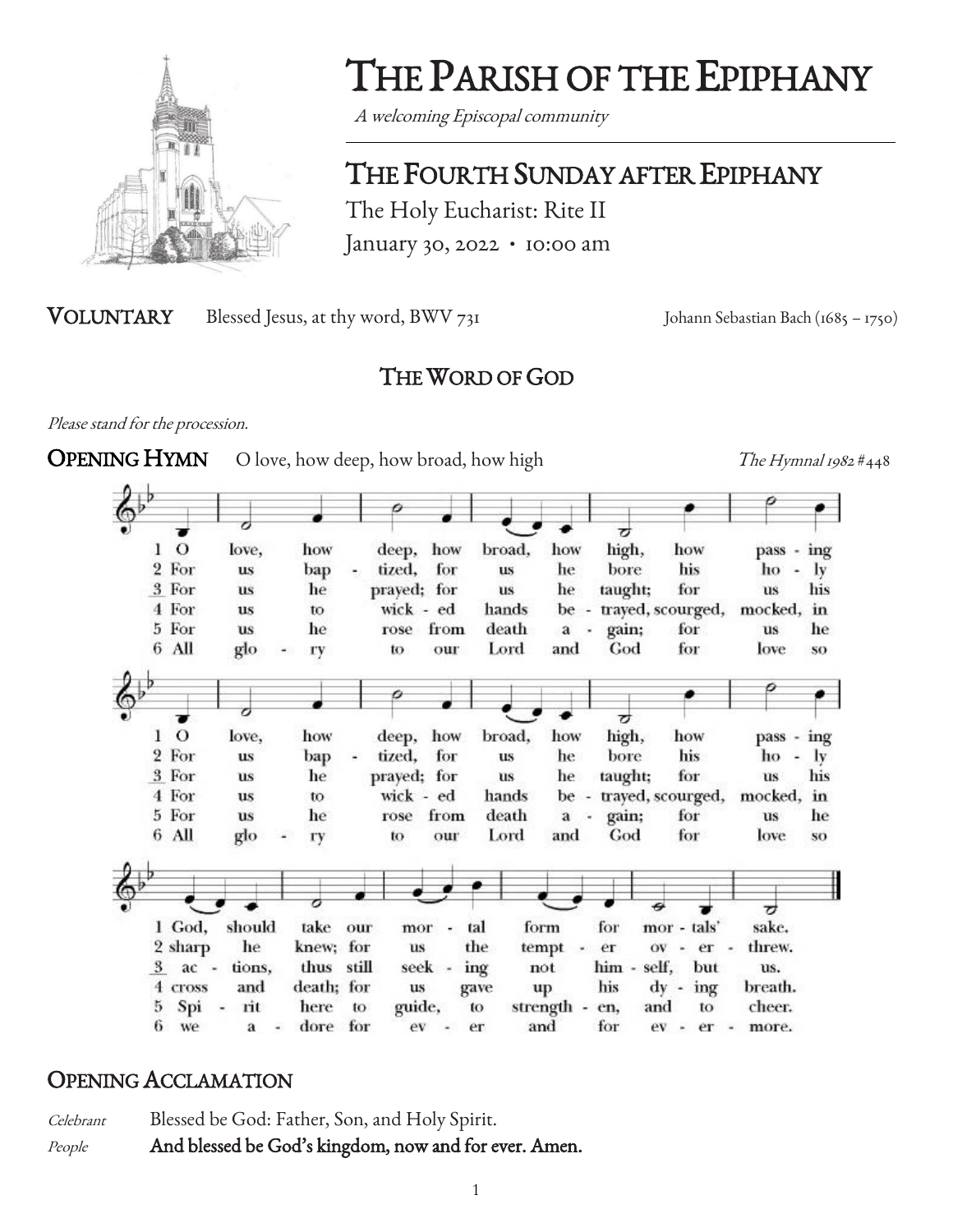# THE PARISH OF THE EPIPHANY

*A welcoming Episcopal community*

## THE FOURTH SUNDAY AFTER EPIPHANY

The Holy Eucharist: Rite II

January 30, 2022 • 10:00 am

**VOLUNTARY** Blessed Jesus, at thy word, BWV 731 — Johann Sebastian Bach (1685 – 1750)

## THE WORD OF GOD

*Please stand for the procession.*

**OPENING HYMN** O love, how deep, how broad, how high — *The Hymnal 1982* #448

1 O love, how deep, how broad, how high, how passing thought, God, should take our mortal form for mortals' sake.

2 For us baptized, for us he bore his holy fast and hungered sore; for us temptation sharp he knew; for us the tempter overthrew.

3 For us he prayed; for us he taught; for us his daily works he wrought, by words and signs and actions, thus still seeking not himself, but us.

4 For us to wicked hands betrayed, scourged, mocked, in purple robe arrayed, he bore the shameful cross and death; for us gave up his dying breath.

5 For us he rose from death again; for us he went on high to reign; for us he sent his Spirit here to guide, to strengthen, and to cheer.

6 All glory to our Lord and God for love so deep, so high, so broad; the Trinity whom we adore for ever and for evermore.

## OPENING ACCLAMATION

*Celebrant* Blessed be God: Father, Son, and Holy Spirit.

*People* **And blessed be God's kingdom, now and for ever. Amen.**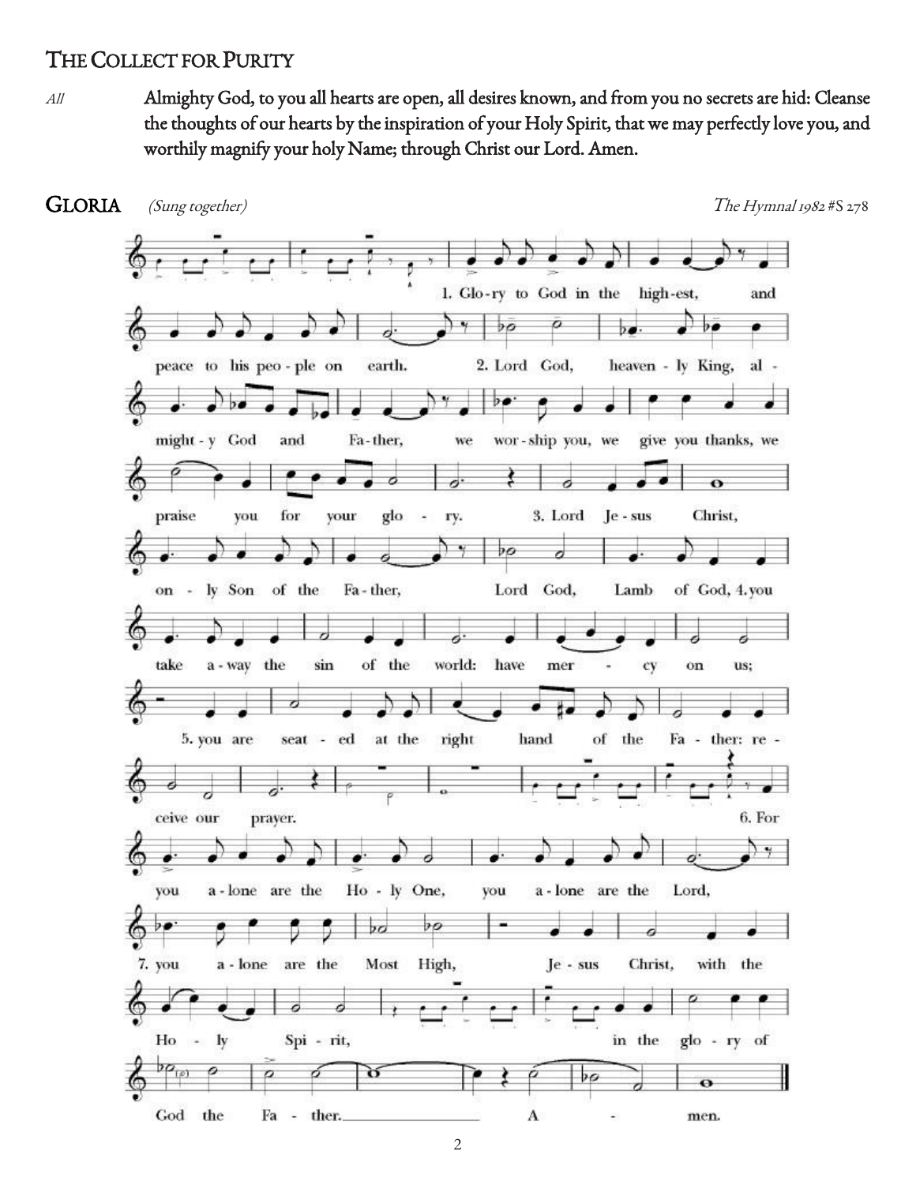## The Collect for Purity

*All* **Almighty God, to you all hearts are open, all desires known, and from you no secrets are hid: Cleanse the thoughts of our hearts by the inspiration of your Holy Spirit, that we may perfectly love you, and worthily magnify your holy Name; through Christ our Lord. Amen.**

## Gloria

*(Sung together)* *The Hymnal 1982* #S 278

1. Glo-ry to God in the high-est, and peace to his peo-ple on earth.
2. Lord God, heaven-ly King, al-might-y God and Fa-ther, we wor-ship you, we give you thanks, we praise you for your glo-ry.
3. Lord Je-sus Christ, on-ly Son of the Fa-ther, Lord God, Lamb of God,
4. you take a-way the sin of the world: have mer-cy on us;
5. you are seat-ed at the right hand of the Fa-ther: re-ceive our prayer.
6. For you a-lone are the Ho-ly One, you a-lone are the Lord,
7. you a-lone are the Most High, Je-sus Christ, with the Ho-ly Spi-rit, in the glo-ry of God the Fa-ther. A-men.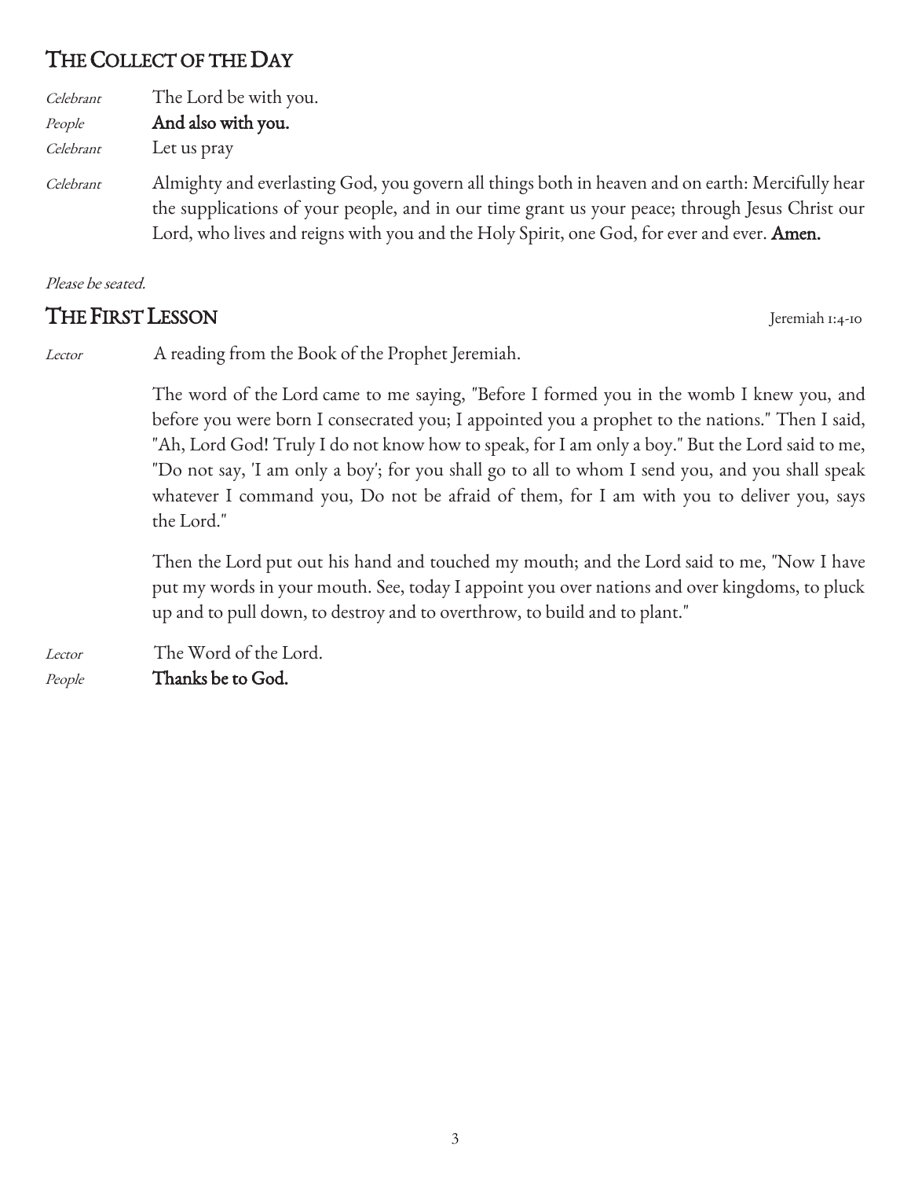## The Collect of the Day

*Celebrant* The Lord be with you.

*People* **And also with you.**

*Celebrant* Let us pray

*Celebrant* Almighty and everlasting God, you govern all things both in heaven and on earth: Mercifully hear the supplications of your people, and in our time grant us your peace; through Jesus Christ our Lord, who lives and reigns with you and the Holy Spirit, one God, for ever and ever. **Amen.**

*Please be seated.*

## The First Lesson

Jeremiah 1:4-10

*Lector* A reading from the Book of the Prophet Jeremiah.

The word of the Lord came to me saying, "Before I formed you in the womb I knew you, and before you were born I consecrated you; I appointed you a prophet to the nations." Then I said, "Ah, Lord God! Truly I do not know how to speak, for I am only a boy." But the Lord said to me, "Do not say, 'I am only a boy'; for you shall go to all to whom I send you, and you shall speak whatever I command you, Do not be afraid of them, for I am with you to deliver you, says the Lord."

Then the Lord put out his hand and touched my mouth; and the Lord said to me, "Now I have put my words in your mouth. See, today I appoint you over nations and over kingdoms, to pluck up and to pull down, to destroy and to overthrow, to build and to plant."

*Lector* The Word of the Lord.

*People* **Thanks be to God.**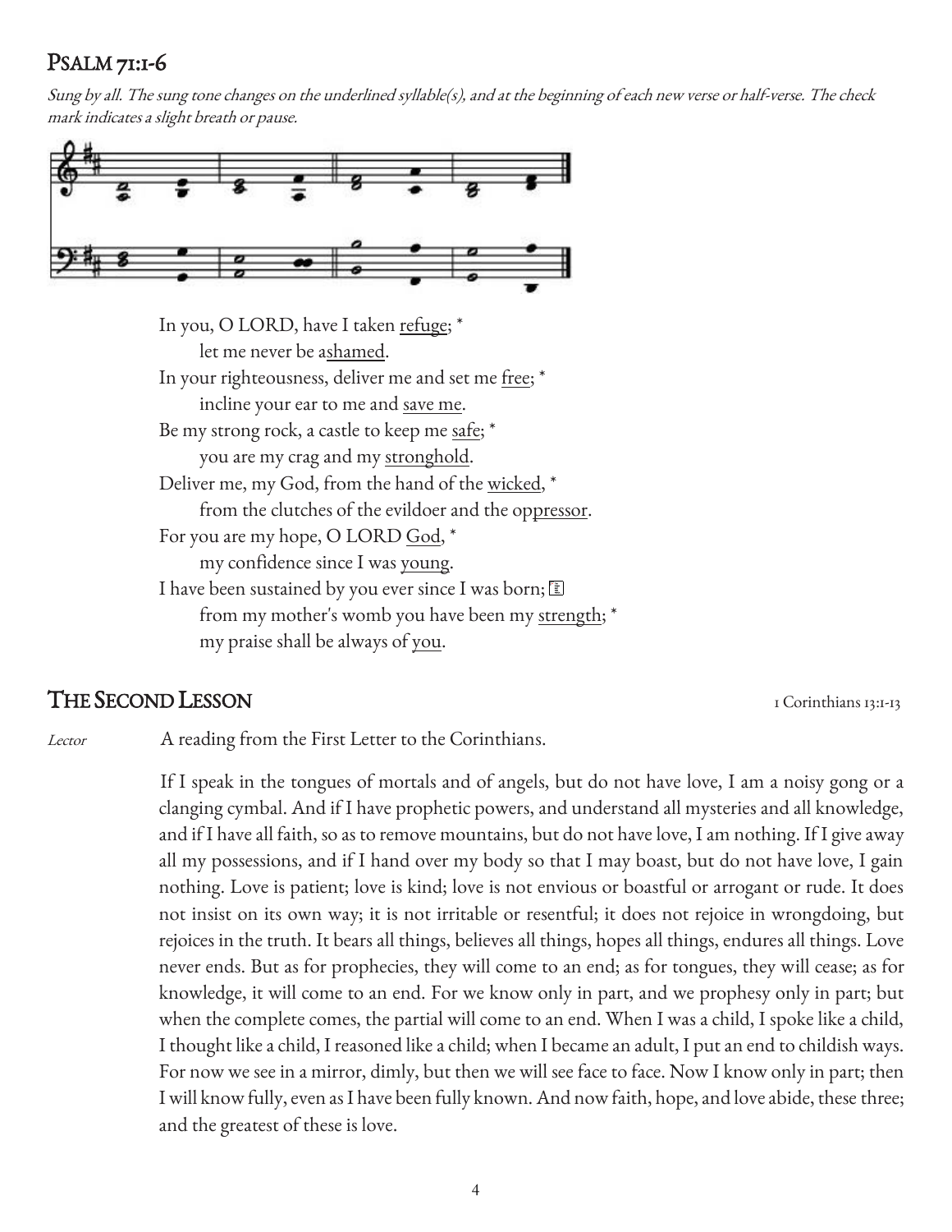## Psalm 71:1-6

*Sung by all. The sung tone changes on the underlined syllable(s), and at the beginning of each new verse or half-verse. The check mark indicates a slight breath or pause.*

In you, O LORD, have I taken <u>refuge</u>; *
    let me never be a<u>shamed</u>.
In your righteousness, deliver me and set me <u>free</u>; *
    incline your ear to me and <u>save me</u>.
Be my strong rock, a castle to keep me <u>safe</u>; *
    you are my crag and my <u>stronghold</u>.
Deliver me, my God, from the hand of the <u>wicked</u>, *
    from the clutches of the evildoer and the op<u>pressor</u>.
For you are my hope, O LORD <u>God</u>, *
    my confidence since I was <u>young</u>.
I have been sustained by you ever since I was born; ✓
    from my mother's womb you have been my <u>strength</u>; *
    my praise shall be always of <u>you</u>.

## The Second Lesson

1 Corinthians 13:1-13

*Lector* A reading from the First Letter to the Corinthians.

If I speak in the tongues of mortals and of angels, but do not have love, I am a noisy gong or a clanging cymbal. And if I have prophetic powers, and understand all mysteries and all knowledge, and if I have all faith, so as to remove mountains, but do not have love, I am nothing. If I give away all my possessions, and if I hand over my body so that I may boast, but do not have love, I gain nothing. Love is patient; love is kind; love is not envious or boastful or arrogant or rude. It does not insist on its own way; it is not irritable or resentful; it does not rejoice in wrongdoing, but rejoices in the truth. It bears all things, believes all things, hopes all things, endures all things. Love never ends. But as for prophecies, they will come to an end; as for tongues, they will cease; as for knowledge, it will come to an end. For we know only in part, and we prophesy only in part; but when the complete comes, the partial will come to an end. When I was a child, I spoke like a child, I thought like a child, I reasoned like a child; when I became an adult, I put an end to childish ways. For now we see in a mirror, dimly, but then we will see face to face. Now I know only in part; then I will know fully, even as I have been fully known. And now faith, hope, and love abide, these three; and the greatest of these is love.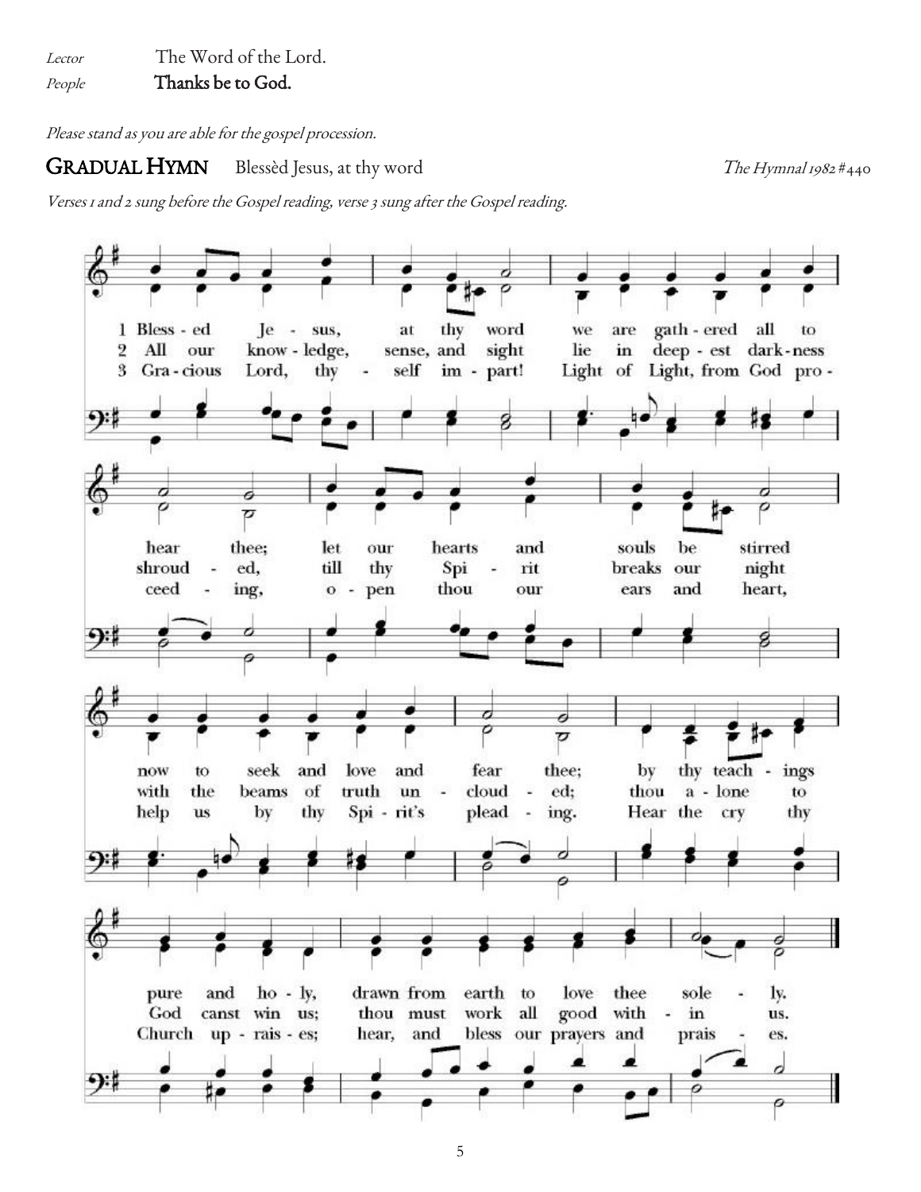*Lector* The Word of the Lord.
*People* **Thanks be to God.**

*Please stand as you are able for the gospel procession.*

## GRADUAL HYMN   Blessèd Jesus, at thy word   *The Hymnal 1982* #440

*Verses 1 and 2 sung before the Gospel reading, verse 3 sung after the Gospel reading.*

1 Blessed Jesus, at thy word we are gathered all to hear thee; let our hearts and souls be stirred now to seek and love and fear thee; by thy teachings pure and holy, drawn from earth to love thee solely.

2 All our knowledge, sense, and sight lie in deepest darkness shrouded, till thy Spirit breaks our night with the beams of truth unclouded; thou alone to God canst win us; thou must work all good within us.

3 Gracious Lord, thyself impart! Light of Light, from God proceeding, open thou our ears and heart, help us by thy Spirit's pleading. Hear the cry thy Church upraises; hear, and bless our prayers and praises.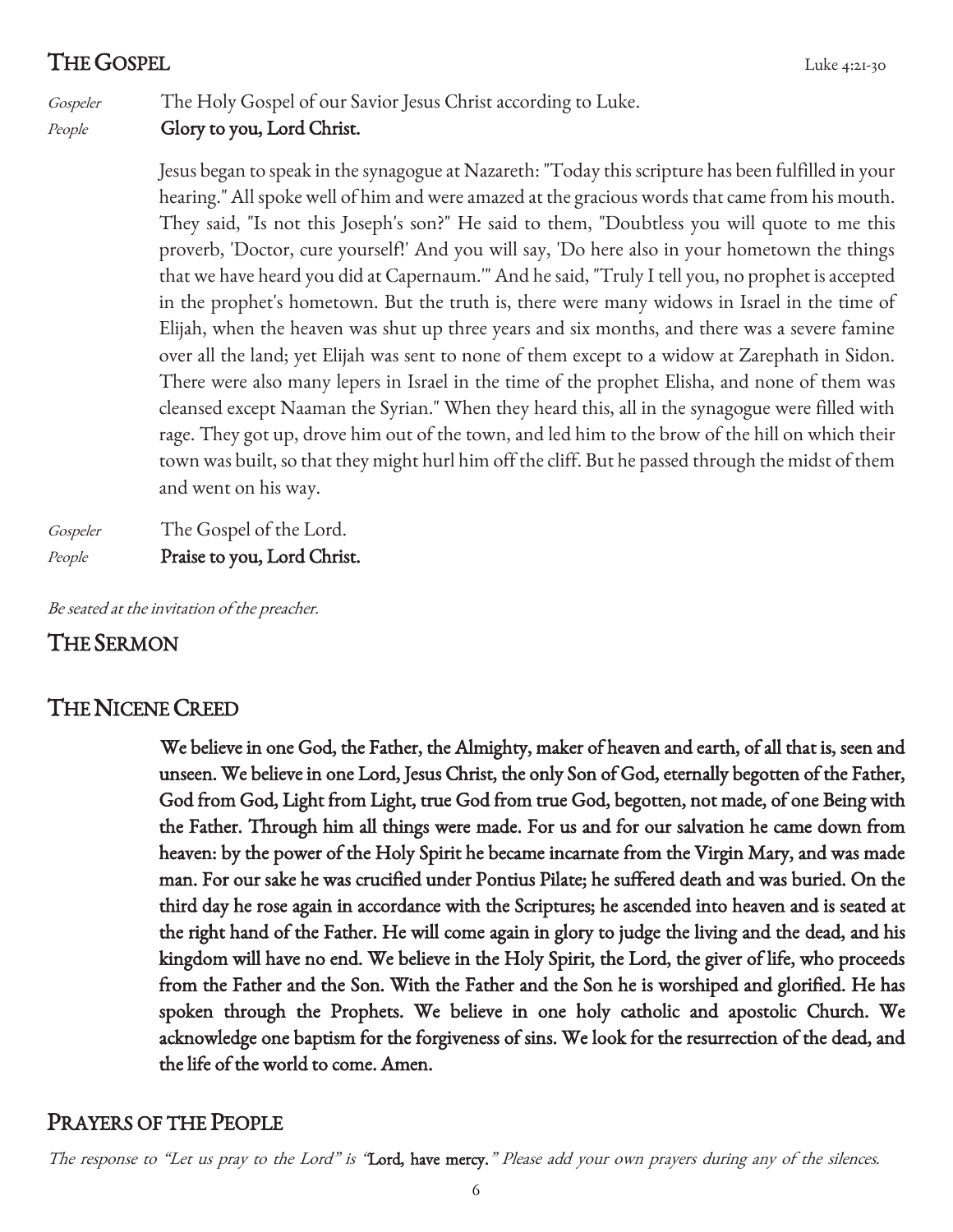## THE GOSPEL

Luke 4:21-30

*Gospeler* The Holy Gospel of our Savior Jesus Christ according to Luke.
*People* **Glory to you, Lord Christ.**

Jesus began to speak in the synagogue at Nazareth: "Today this scripture has been fulfilled in your hearing." All spoke well of him and were amazed at the gracious words that came from his mouth. They said, "Is not this Joseph's son?" He said to them, "Doubtless you will quote to me this proverb, 'Doctor, cure yourself!' And you will say, 'Do here also in your hometown the things that we have heard you did at Capernaum.'" And he said, "Truly I tell you, no prophet is accepted in the prophet's hometown. But the truth is, there were many widows in Israel in the time of Elijah, when the heaven was shut up three years and six months, and there was a severe famine over all the land; yet Elijah was sent to none of them except to a widow at Zarephath in Sidon. There were also many lepers in Israel in the time of the prophet Elisha, and none of them was cleansed except Naaman the Syrian." When they heard this, all in the synagogue were filled with rage. They got up, drove him out of the town, and led him to the brow of the hill on which their town was built, so that they might hurl him off the cliff. But he passed through the midst of them and went on his way.

*Gospeler* The Gospel of the Lord.
*People* **Praise to you, Lord Christ.**

*Be seated at the invitation of the preacher.*

## THE SERMON

## THE NICENE CREED

**We believe in one God, the Father, the Almighty, maker of heaven and earth, of all that is, seen and unseen. We believe in one Lord, Jesus Christ, the only Son of God, eternally begotten of the Father, God from God, Light from Light, true God from true God, begotten, not made, of one Being with the Father. Through him all things were made. For us and for our salvation he came down from heaven: by the power of the Holy Spirit he became incarnate from the Virgin Mary, and was made man. For our sake he was crucified under Pontius Pilate; he suffered death and was buried. On the third day he rose again in accordance with the Scriptures; he ascended into heaven and is seated at the right hand of the Father. He will come again in glory to judge the living and the dead, and his kingdom will have no end. We believe in the Holy Spirit, the Lord, the giver of life, who proceeds from the Father and the Son. With the Father and the Son he is worshiped and glorified. He has spoken through the Prophets. We believe in one holy catholic and apostolic Church. We acknowledge one baptism for the forgiveness of sins. We look for the resurrection of the dead, and the life of the world to come. Amen.**

## PRAYERS OF THE PEOPLE

*The response to "Let us pray to the Lord" is "***Lord, have mercy.***" Please add your own prayers during any of the silences.*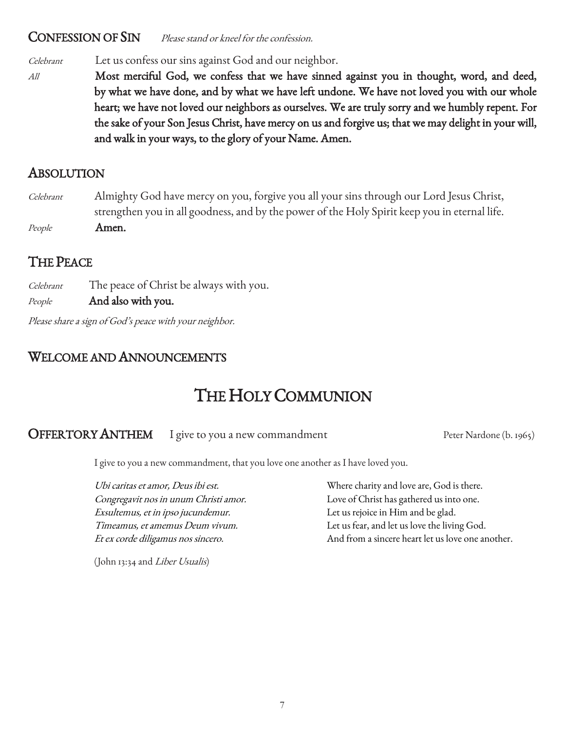## Confession of Sin *Please stand or kneel for the confession.*

*Celebrant* Let us confess our sins against God and our neighbor.

*All* **Most merciful God, we confess that we have sinned against you in thought, word, and deed, by what we have done, and by what we have left undone. We have not loved you with our whole heart; we have not loved our neighbors as ourselves. We are truly sorry and we humbly repent. For the sake of your Son Jesus Christ, have mercy on us and forgive us; that we may delight in your will, and walk in your ways, to the glory of your Name. Amen.**

## Absolution

*Celebrant* Almighty God have mercy on you, forgive you all your sins through our Lord Jesus Christ, strengthen you in all goodness, and by the power of the Holy Spirit keep you in eternal life.

*People* **Amen.**

## The Peace

*Celebrant* The peace of Christ be always with you.

*People* **And also with you.**

*Please share a sign of God's peace with your neighbor.*

## Welcome and Announcements

# The Holy Communion

## Offertory Anthem I give to you a new commandment Peter Nardone (b. 1965)

I give to you a new commandment, that you love one another as I have loved you.

| | |
|---|---|
| *Ubi caritas et amor, Deus ibi est.* | Where charity and love are, God is there. |
| *Congregavit nos in unum Christi amor.* | Love of Christ has gathered us into one. |
| *Exsultemus, et in ipso jucundemur.* | Let us rejoice in Him and be glad. |
| *Timeamus, et amemus Deum vivum.* | Let us fear, and let us love the living God. |
| *Et ex corde diligamus nos sincero.* | And from a sincere heart let us love one another. |

(John 13:34 and *Liber Usualis*)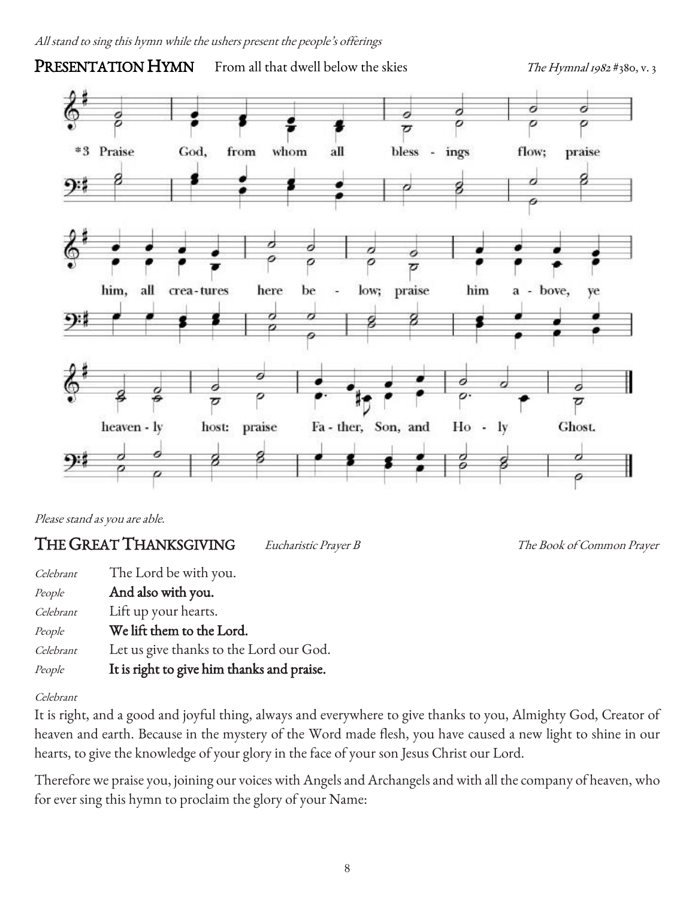*All stand to sing this hymn while the ushers present the people's offerings*

## PRESENTATION HYMN From all that dwell below the skies *The Hymnal 1982* #380, v. 3

*3 Praise God, from whom all bless - ings flow; praise him, all crea-tures here be - low; praise him a - bove, ye heaven - ly host: praise Fa - ther, Son, and Ho - ly Ghost.

*Please stand as you are able.*

## THE GREAT THANKSGIVING *Eucharistic Prayer B* *The Book of Common Prayer*

*Celebrant* The Lord be with you.
*People* **And also with you.**
*Celebrant* Lift up your hearts.
*People* **We lift them to the Lord.**
*Celebrant* Let us give thanks to the Lord our God.
*People* **It is right to give him thanks and praise.**

*Celebrant*

It is right, and a good and joyful thing, always and everywhere to give thanks to you, Almighty God, Creator of heaven and earth. Because in the mystery of the Word made flesh, you have caused a new light to shine in our hearts, to give the knowledge of your glory in the face of your son Jesus Christ our Lord.

Therefore we praise you, joining our voices with Angels and Archangels and with all the company of heaven, who for ever sing this hymn to proclaim the glory of your Name: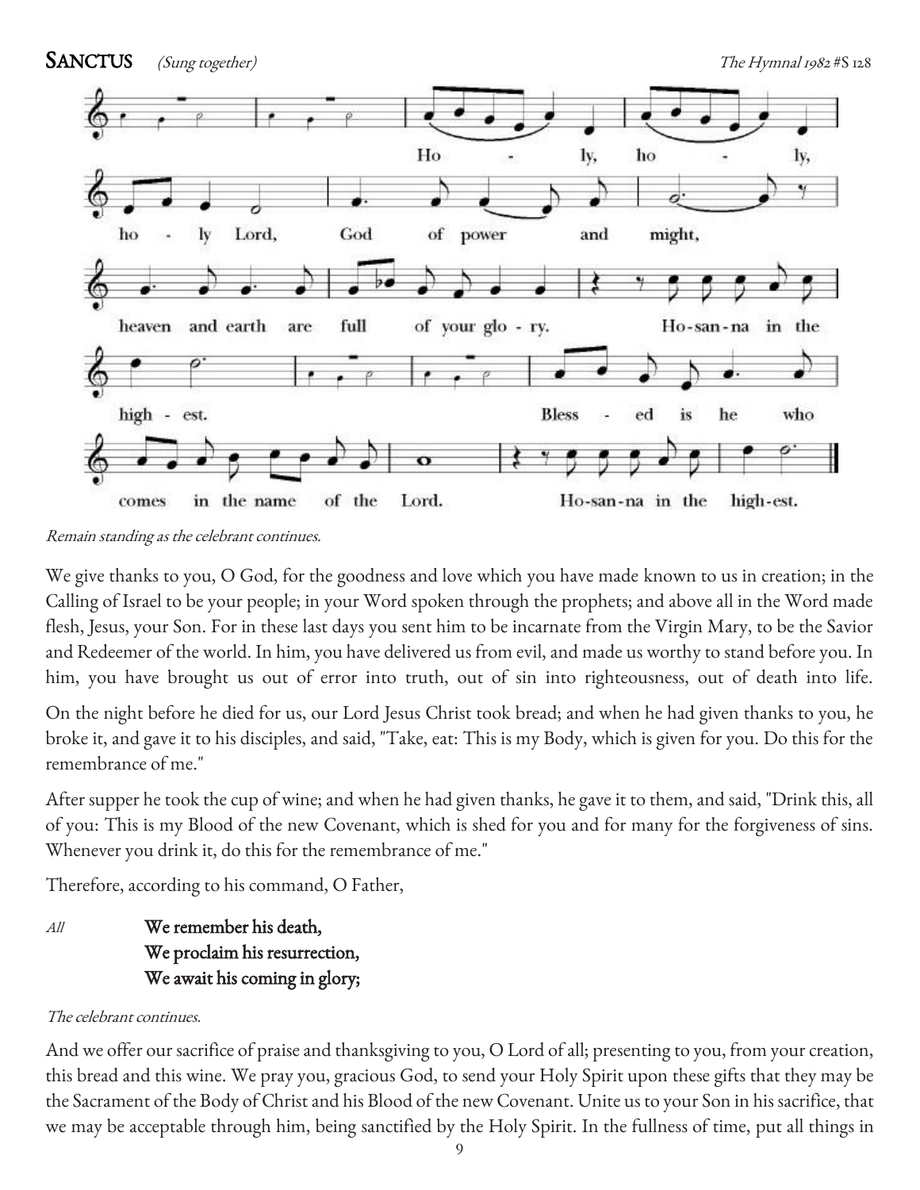**SANCTUS** *(Sung together)* *The Hymnal 1982* #S 128

*Remain standing as the celebrant continues.*

We give thanks to you, O God, for the goodness and love which you have made known to us in creation; in the Calling of Israel to be your people; in your Word spoken through the prophets; and above all in the Word made flesh, Jesus, your Son. For in these last days you sent him to be incarnate from the Virgin Mary, to be the Savior and Redeemer of the world. In him, you have delivered us from evil, and made us worthy to stand before you. In him, you have brought us out of error into truth, out of sin into righteousness, out of death into life.

On the night before he died for us, our Lord Jesus Christ took bread; and when he had given thanks to you, he broke it, and gave it to his disciples, and said, "Take, eat: This is my Body, which is given for you. Do this for the remembrance of me."

After supper he took the cup of wine; and when he had given thanks, he gave it to them, and said, "Drink this, all of you: This is my Blood of the new Covenant, which is shed for you and for many for the forgiveness of sins. Whenever you drink it, do this for the remembrance of me."

Therefore, according to his command, O Father,

*All* **We remember his death,**
**We proclaim his resurrection,**
**We await his coming in glory;**

*The celebrant continues.*

And we offer our sacrifice of praise and thanksgiving to you, O Lord of all; presenting to you, from your creation, this bread and this wine. We pray you, gracious God, to send your Holy Spirit upon these gifts that they may be the Sacrament of the Body of Christ and his Blood of the new Covenant. Unite us to your Son in his sacrifice, that we may be acceptable through him, being sanctified by the Holy Spirit. In the fullness of time, put all things in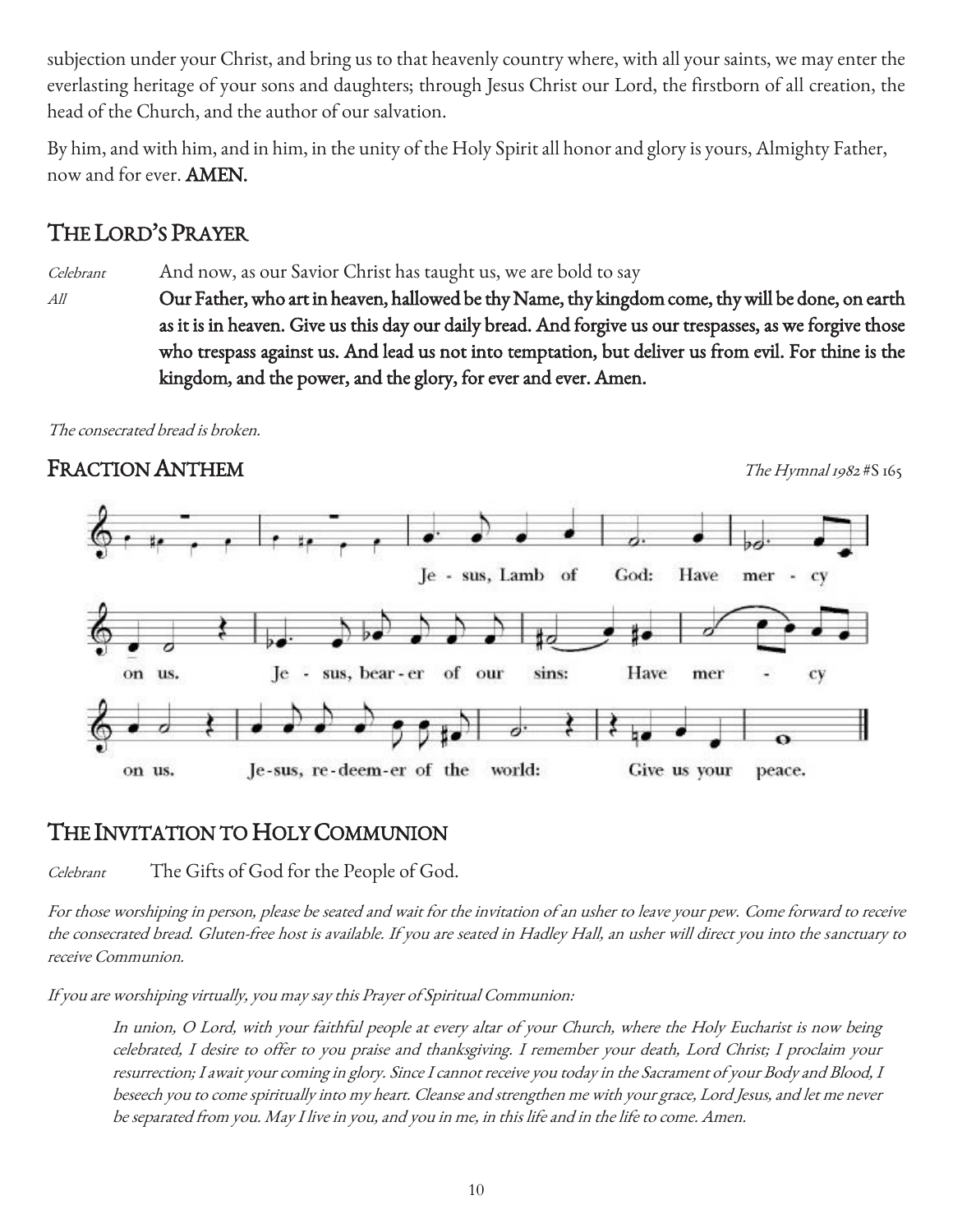subjection under your Christ, and bring us to that heavenly country where, with all your saints, we may enter the everlasting heritage of your sons and daughters; through Jesus Christ our Lord, the firstborn of all creation, the head of the Church, and the author of our salvation.

By him, and with him, and in him, in the unity of the Holy Spirit all honor and glory is yours, Almighty Father, now and for ever. **AMEN.**

## THE LORD'S PRAYER

*Celebrant* And now, as our Savior Christ has taught us, we are bold to say

*All* **Our Father, who art in heaven, hallowed be thy Name, thy kingdom come, thy will be done, on earth as it is in heaven. Give us this day our daily bread. And forgive us our trespasses, as we forgive those who trespass against us. And lead us not into temptation, but deliver us from evil. For thine is the kingdom, and the power, and the glory, for ever and ever. Amen.**

*The consecrated bread is broken.*

## FRACTION ANTHEM

*The Hymnal 1982* #S 165

Jesus, Lamb of God: Have mercy on us.
Jesus, bearer of our sins: Have mercy on us.
Jesus, redeemer of the world: Give us your peace.

## THE INVITATION TO HOLY COMMUNION

*Celebrant* The Gifts of God for the People of God.

*For those worshiping in person, please be seated and wait for the invitation of an usher to leave your pew. Come forward to receive the consecrated bread. Gluten-free host is available. If you are seated in Hadley Hall, an usher will direct you into the sanctuary to receive Communion.*

*If you are worshiping virtually, you may say this Prayer of Spiritual Communion:*

> *In union, O Lord, with your faithful people at every altar of your Church, where the Holy Eucharist is now being celebrated, I desire to offer to you praise and thanksgiving. I remember your death, Lord Christ; I proclaim your resurrection; I await your coming in glory. Since I cannot receive you today in the Sacrament of your Body and Blood, I beseech you to come spiritually into my heart. Cleanse and strengthen me with your grace, Lord Jesus, and let me never be separated from you. May I live in you, and you in me, in this life and in the life to come. Amen.*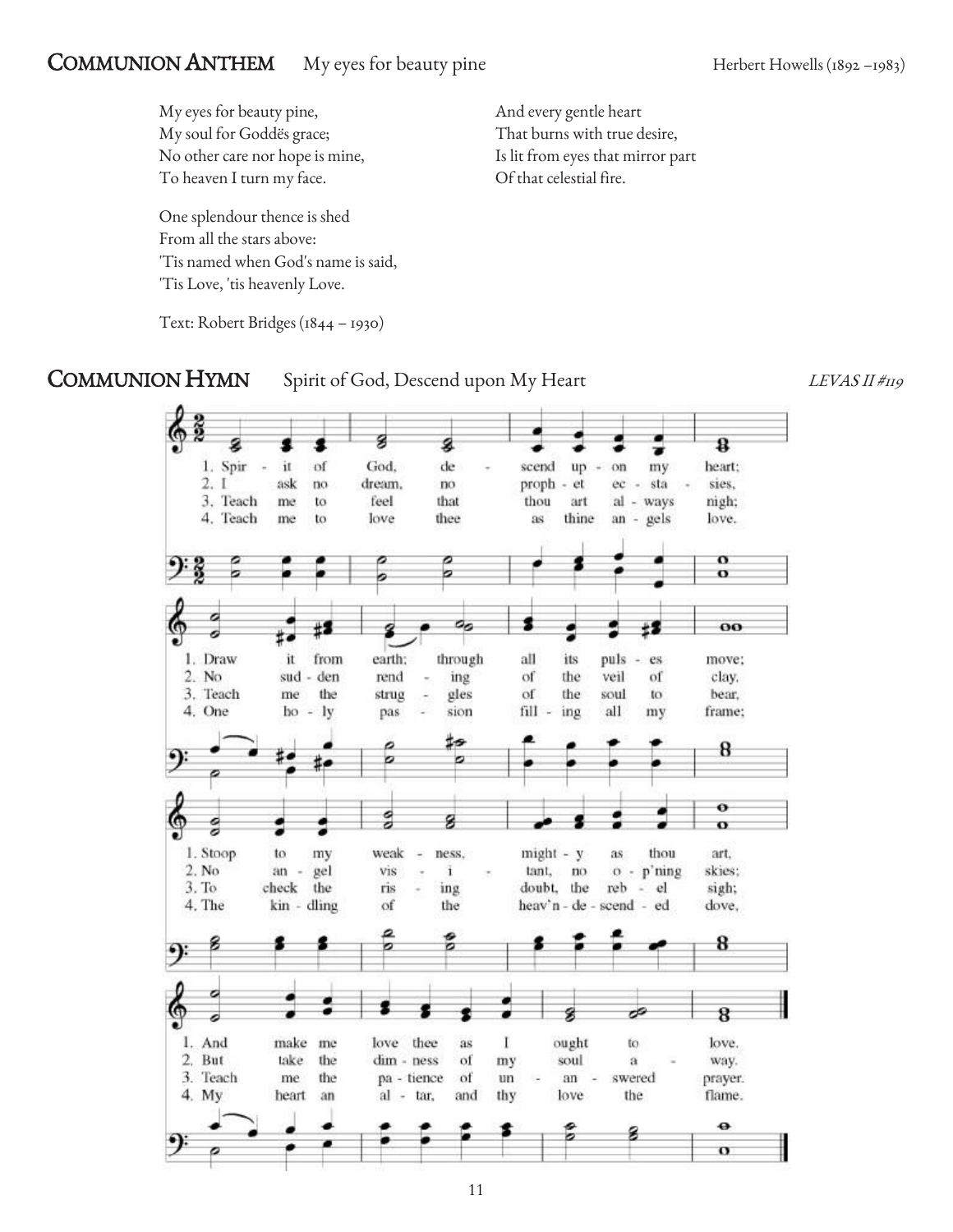## Communion Anthem — My eyes for beauty pine — Herbert Howells (1892 –1983)

My eyes for beauty pine,
My soul for Goddës grace;
No other care nor hope is mine,
To heaven I turn my face.

One splendour thence is shed
From all the stars above:
'Tis named when God's name is said,
'Tis Love, 'tis heavenly Love.

And every gentle heart
That burns with true desire,
Is lit from eyes that mirror part
Of that celestial fire.

Text: Robert Bridges (1844 – 1930)

## Communion Hymn — Spirit of God, Descend upon My Heart — *LEVAS II #119*

1. Spirit of God, descend upon my heart;
Draw it from earth; through all its pulses move;
Stoop to my weakness, mighty as thou art,
And make me love thee as I ought to love.

2. I ask no dream, no prophet ecstasies,
No sudden rending of the veil of clay,
No angel visitant, no op'ning skies;
But take the dimness of my soul away.

3. Teach me to feel that thou art always nigh;
Teach me the struggles of the soul to bear,
To check the rising doubt, the rebel sigh;
Teach me the patience of unanswered prayer.

4. Teach me to love thee as thine angels love,
One holy passion filling all my frame;
The kindling of the heav'n-descended dove,
My heart an altar, and thy love the flame.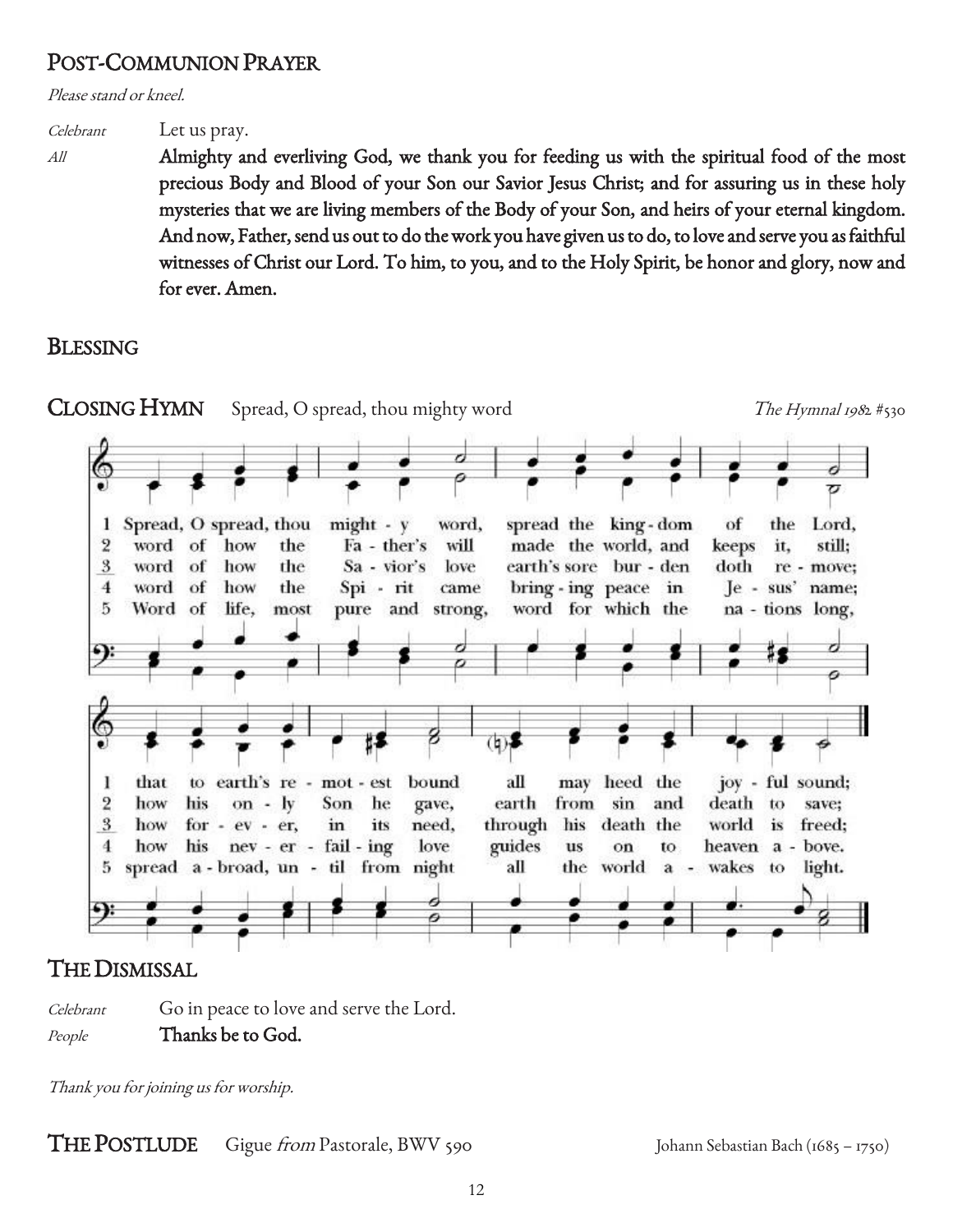## Post-Communion Prayer

*Please stand or kneel.*

*Celebrant* Let us pray.

*All* **Almighty and everliving God, we thank you for feeding us with the spiritual food of the most precious Body and Blood of your Son our Savior Jesus Christ; and for assuring us in these holy mysteries that we are living members of the Body of your Son, and heirs of your eternal kingdom. And now, Father, send us out to do the work you have given us to do, to love and serve you as faithful witnesses of Christ our Lord. To him, to you, and to the Holy Spirit, be honor and glory, now and for ever. Amen.**

## Blessing

## Closing Hymn Spread, O spread, thou mighty word *The Hymnal 1982* #530

1 Spread, O spread, thou might - y word, spread the king - dom of the Lord, that to earth's re - mot - est bound all may heed the joy - ful sound;

2 word of how the Fa - ther's will made the world, and keeps it, still; how his on - ly Son he gave, earth from sin and death to save;

3 word of how the Sa - vior's love earth's sore bur - den doth re - move; how for - ev - er, in its need, through his death the world is freed;

4 word of how the Spi - rit came bring - ing peace in Je - sus' name; how his nev - er - fail - ing love guides us on to heaven a - bove.

5 Word of life, most pure and strong, word for which the na - tions long, spread a - broad, un - til from night all the world a - wakes to light.

## The Dismissal

*Celebrant* Go in peace to love and serve the Lord.

*People* **Thanks be to God.**

*Thank you for joining us for worship.*

## The Postlude Gigue *from* Pastorale, BWV 590 Johann Sebastian Bach (1685 – 1750)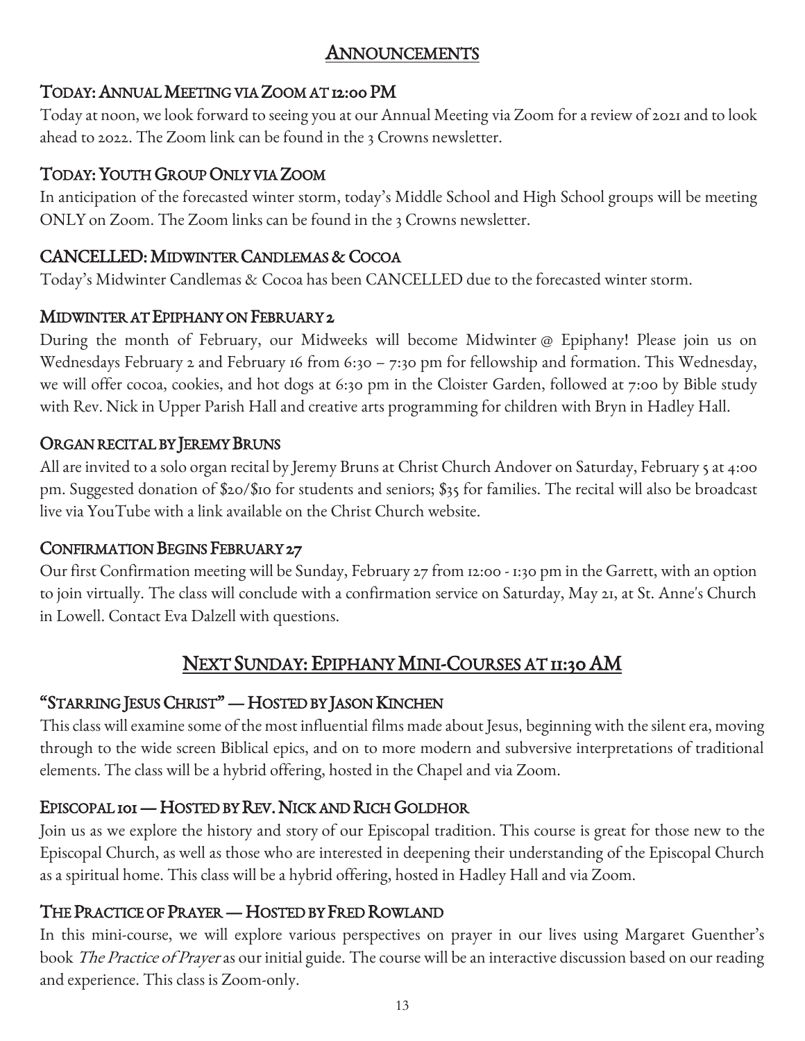# Announcements

## Today: Annual Meeting via Zoom at 12:00 PM

Today at noon, we look forward to seeing you at our Annual Meeting via Zoom for a review of 2021 and to look ahead to 2022. The Zoom link can be found in the 3 Crowns newsletter.

## Today: Youth Group Only via Zoom

In anticipation of the forecasted winter storm, today's Middle School and High School groups will be meeting ONLY on Zoom. The Zoom links can be found in the 3 Crowns newsletter.

## CANCELLED: Midwinter Candlemas & Cocoa

Today's Midwinter Candlemas & Cocoa has been CANCELLED due to the forecasted winter storm.

## Midwinter at Epiphany on February 2

During the month of February, our Midweeks will become Midwinter @ Epiphany! Please join us on Wednesdays February 2 and February 16 from 6:30 – 7:30 pm for fellowship and formation. This Wednesday, we will offer cocoa, cookies, and hot dogs at 6:30 pm in the Cloister Garden, followed at 7:00 by Bible study with Rev. Nick in Upper Parish Hall and creative arts programming for children with Bryn in Hadley Hall.

## Organ Recital by Jeremy Bruns

All are invited to a solo organ recital by Jeremy Bruns at Christ Church Andover on Saturday, February 5 at 4:00 pm. Suggested donation of $20/$10 for students and seniors; $35 for families. The recital will also be broadcast live via YouTube with a link available on the Christ Church website.

## Confirmation Begins February 27

Our first Confirmation meeting will be Sunday, February 27 from 12:00 - 1:30 pm in the Garrett, with an option to join virtually. The class will conclude with a confirmation service on Saturday, May 21, at St. Anne's Church in Lowell. Contact Eva Dalzell with questions.

# Next Sunday: Epiphany Mini-Courses at 11:30 AM

## "Starring Jesus Christ" — Hosted by Jason Kinchen

This class will examine some of the most influential films made about Jesus, beginning with the silent era, moving through to the wide screen Biblical epics, and on to more modern and subversive interpretations of traditional elements. The class will be a hybrid offering, hosted in the Chapel and via Zoom.

## Episcopal 101 — Hosted by Rev. Nick and Rich Goldhor

Join us as we explore the history and story of our Episcopal tradition. This course is great for those new to the Episcopal Church, as well as those who are interested in deepening their understanding of the Episcopal Church as a spiritual home. This class will be a hybrid offering, hosted in Hadley Hall and via Zoom.

## The Practice of Prayer — Hosted by Fred Rowland

In this mini-course, we will explore various perspectives on prayer in our lives using Margaret Guenther's book *The Practice of Prayer* as our initial guide. The course will be an interactive discussion based on our reading and experience. This class is Zoom-only.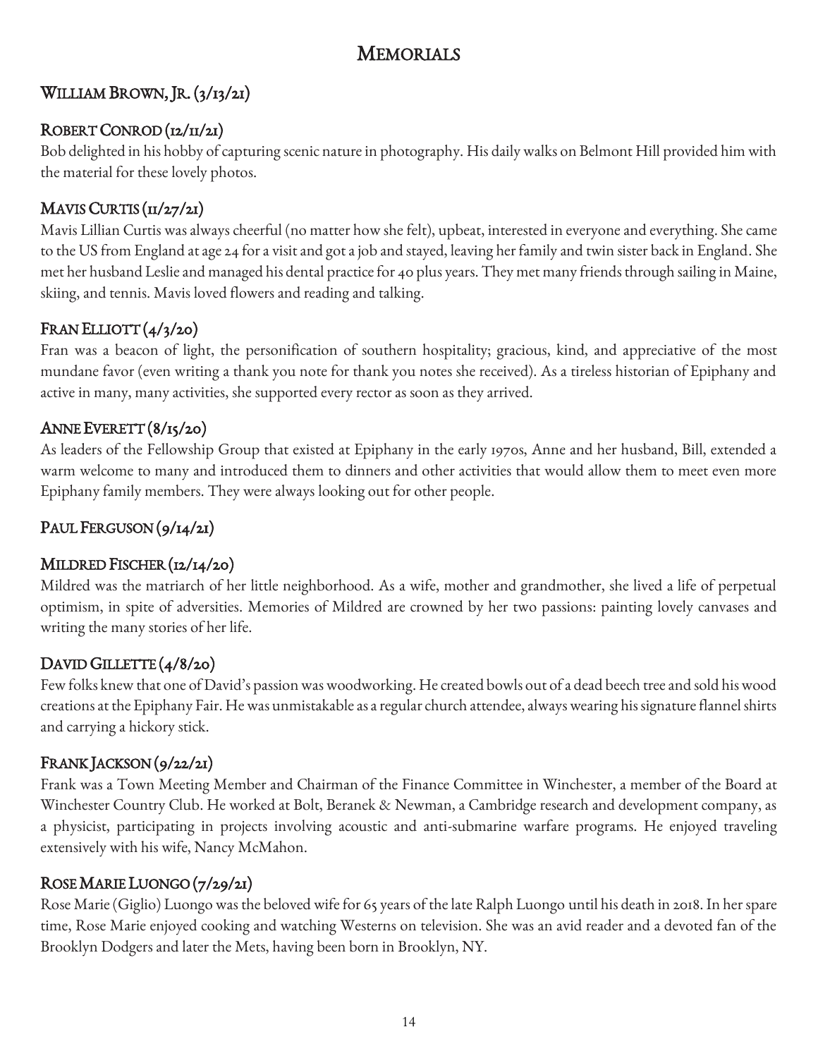# Memorials

## William Brown, Jr. (3/13/21)

## Robert Conrod (12/11/21)

Bob delighted in his hobby of capturing scenic nature in photography. His daily walks on Belmont Hill provided him with the material for these lovely photos.

## Mavis Curtis (11/27/21)

Mavis Lillian Curtis was always cheerful (no matter how she felt), upbeat, interested in everyone and everything. She came to the US from England at age 24 for a visit and got a job and stayed, leaving her family and twin sister back in England. She met her husband Leslie and managed his dental practice for 40 plus years. They met many friends through sailing in Maine, skiing, and tennis. Mavis loved flowers and reading and talking.

## Fran Elliott (4/3/20)

Fran was a beacon of light, the personification of southern hospitality; gracious, kind, and appreciative of the most mundane favor (even writing a thank you note for thank you notes she received). As a tireless historian of Epiphany and active in many, many activities, she supported every rector as soon as they arrived.

## Anne Everett (8/15/20)

As leaders of the Fellowship Group that existed at Epiphany in the early 1970s, Anne and her husband, Bill, extended a warm welcome to many and introduced them to dinners and other activities that would allow them to meet even more Epiphany family members. They were always looking out for other people.

## Paul Ferguson (9/14/21)

## Mildred Fischer (12/14/20)

Mildred was the matriarch of her little neighborhood. As a wife, mother and grandmother, she lived a life of perpetual optimism, in spite of adversities. Memories of Mildred are crowned by her two passions: painting lovely canvases and writing the many stories of her life.

## David Gillette (4/8/20)

Few folks knew that one of David's passion was woodworking. He created bowls out of a dead beech tree and sold his wood creations at the Epiphany Fair. He was unmistakable as a regular church attendee, always wearing his signature flannel shirts and carrying a hickory stick.

## Frank Jackson (9/22/21)

Frank was a Town Meeting Member and Chairman of the Finance Committee in Winchester, a member of the Board at Winchester Country Club. He worked at Bolt, Beranek & Newman, a Cambridge research and development company, as a physicist, participating in projects involving acoustic and anti-submarine warfare programs. He enjoyed traveling extensively with his wife, Nancy McMahon.

## Rose Marie Luongo (7/29/21)

Rose Marie (Giglio) Luongo was the beloved wife for 65 years of the late Ralph Luongo until his death in 2018. In her spare time, Rose Marie enjoyed cooking and watching Westerns on television. She was an avid reader and a devoted fan of the Brooklyn Dodgers and later the Mets, having been born in Brooklyn, NY.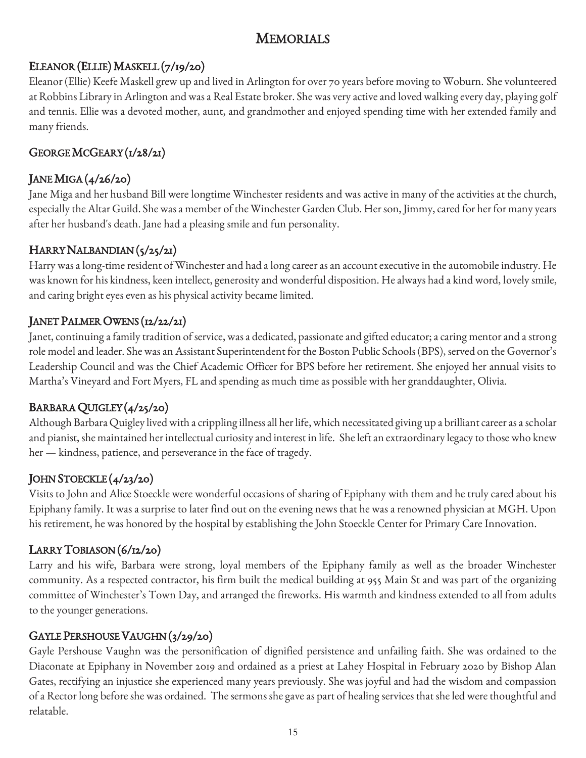# Memorials

## Eleanor (Ellie) Maskell (7/19/20)

Eleanor (Ellie) Keefe Maskell grew up and lived in Arlington for over 70 years before moving to Woburn. She volunteered at Robbins Library in Arlington and was a Real Estate broker. She was very active and loved walking every day, playing golf and tennis. Ellie was a devoted mother, aunt, and grandmother and enjoyed spending time with her extended family and many friends.

## George McGeary (1/28/21)

## Jane Miga (4/26/20)

Jane Miga and her husband Bill were longtime Winchester residents and was active in many of the activities at the church, especially the Altar Guild. She was a member of the Winchester Garden Club. Her son, Jimmy, cared for her for many years after her husband's death. Jane had a pleasing smile and fun personality.

## Harry Nalbandian (5/25/21)

Harry was a long-time resident of Winchester and had a long career as an account executive in the automobile industry. He was known for his kindness, keen intellect, generosity and wonderful disposition. He always had a kind word, lovely smile, and caring bright eyes even as his physical activity became limited.

## Janet Palmer Owens (12/22/21)

Janet, continuing a family tradition of service, was a dedicated, passionate and gifted educator; a caring mentor and a strong role model and leader. She was an Assistant Superintendent for the Boston Public Schools (BPS), served on the Governor's Leadership Council and was the Chief Academic Officer for BPS before her retirement. She enjoyed her annual visits to Martha's Vineyard and Fort Myers, FL and spending as much time as possible with her granddaughter, Olivia.

## Barbara Quigley (4/25/20)

Although Barbara Quigley lived with a crippling illness all her life, which necessitated giving up a brilliant career as a scholar and pianist, she maintained her intellectual curiosity and interest in life. She left an extraordinary legacy to those who knew her — kindness, patience, and perseverance in the face of tragedy.

## John Stoeckle (4/23/20)

Visits to John and Alice Stoeckle were wonderful occasions of sharing of Epiphany with them and he truly cared about his Epiphany family. It was a surprise to later find out on the evening news that he was a renowned physician at MGH. Upon his retirement, he was honored by the hospital by establishing the John Stoeckle Center for Primary Care Innovation.

## Larry Tobiason (6/12/20)

Larry and his wife, Barbara were strong, loyal members of the Epiphany family as well as the broader Winchester community. As a respected contractor, his firm built the medical building at 955 Main St and was part of the organizing committee of Winchester's Town Day, and arranged the fireworks. His warmth and kindness extended to all from adults to the younger generations.

## Gayle Pershouse Vaughn (3/29/20)

Gayle Pershouse Vaughn was the personification of dignified persistence and unfailing faith. She was ordained to the Diaconate at Epiphany in November 2019 and ordained as a priest at Lahey Hospital in February 2020 by Bishop Alan Gates, rectifying an injustice she experienced many years previously. She was joyful and had the wisdom and compassion of a Rector long before she was ordained. The sermons she gave as part of healing services that she led were thoughtful and relatable.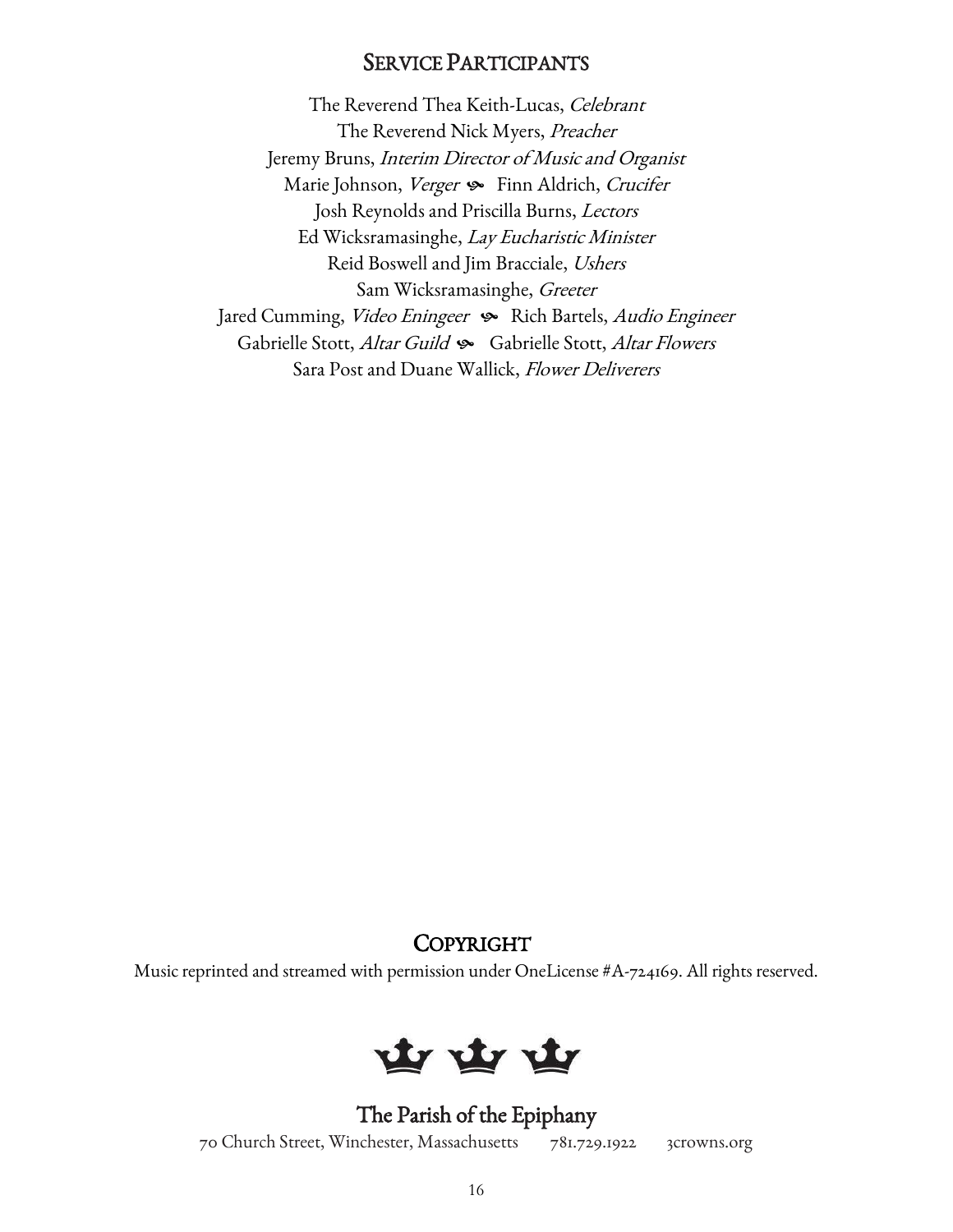## Service Participants

The Reverend Thea Keith-Lucas, *Celebrant*
The Reverend Nick Myers, *Preacher*
Jeremy Bruns, *Interim Director of Music and Organist*
Marie Johnson, *Verger* ❧ Finn Aldrich, *Crucifer*
Josh Reynolds and Priscilla Burns, *Lectors*
Ed Wicksramasinghe, *Lay Eucharistic Minister*
Reid Boswell and Jim Bracciale, *Ushers*
Sam Wicksramasinghe, *Greeter*
Jared Cumming, *Video Eningeer* ❧ Rich Bartels, *Audio Engineer*
Gabrielle Stott, *Altar Guild* ❧ Gabrielle Stott, *Altar Flowers*
Sara Post and Duane Wallick, *Flower Deliverers*

## Copyright

Music reprinted and streamed with permission under OneLicense #A-724169. All rights reserved.

## The Parish of the Epiphany

70 Church Street, Winchester, Massachusetts 781.729.1922 3crowns.org